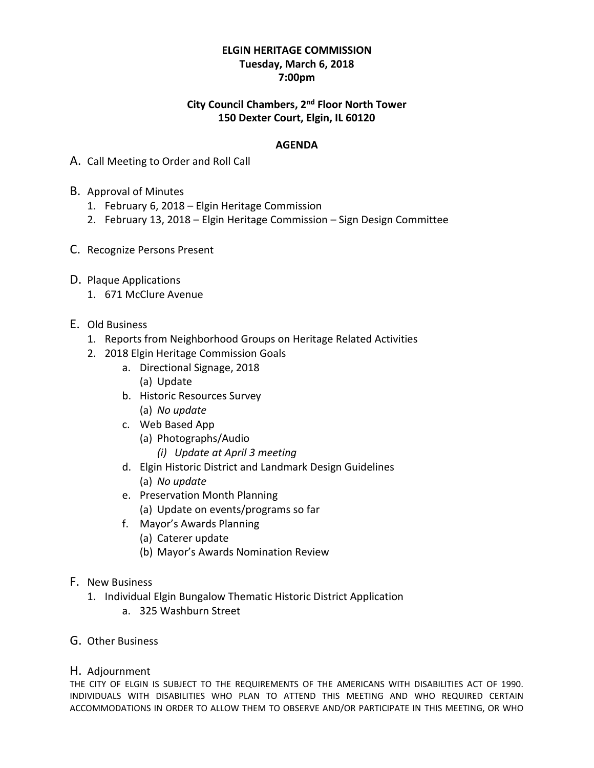**ELGIN HERITAGE COMMISSION**
**Tuesday, March 6, 2018**
**7:00pm**

**City Council Chambers, 2nd Floor North Tower**
**150 Dexter Court, Elgin, IL 60120**

**AGENDA**

A. Call Meeting to Order and Roll Call

B. Approval of Minutes
   1. February 6, 2018 – Elgin Heritage Commission
   2. February 13, 2018 – Elgin Heritage Commission – Sign Design Committee

C. Recognize Persons Present

D. Plaque Applications
   1. 671 McClure Avenue

E. Old Business
   1. Reports from Neighborhood Groups on Heritage Related Activities
   2. 2018 Elgin Heritage Commission Goals
      a. Directional Signage, 2018
         (a) Update
      b. Historic Resources Survey
         (a) *No update*
      c. Web Based App
         (a) Photographs/Audio
            *(i) Update at April 3 meeting*
      d. Elgin Historic District and Landmark Design Guidelines
         (a) *No update*
      e. Preservation Month Planning
         (a) Update on events/programs so far
      f. Mayor's Awards Planning
         (a) Caterer update
         (b) Mayor's Awards Nomination Review

F. New Business
   1. Individual Elgin Bungalow Thematic Historic District Application
      a. 325 Washburn Street

G. Other Business

H. Adjournment

THE CITY OF ELGIN IS SUBJECT TO THE REQUIREMENTS OF THE AMERICANS WITH DISABILITIES ACT OF 1990. INDIVIDUALS WITH DISABILITIES WHO PLAN TO ATTEND THIS MEETING AND WHO REQUIRED CERTAIN ACCOMMODATIONS IN ORDER TO ALLOW THEM TO OBSERVE AND/OR PARTICIPATE IN THIS MEETING, OR WHO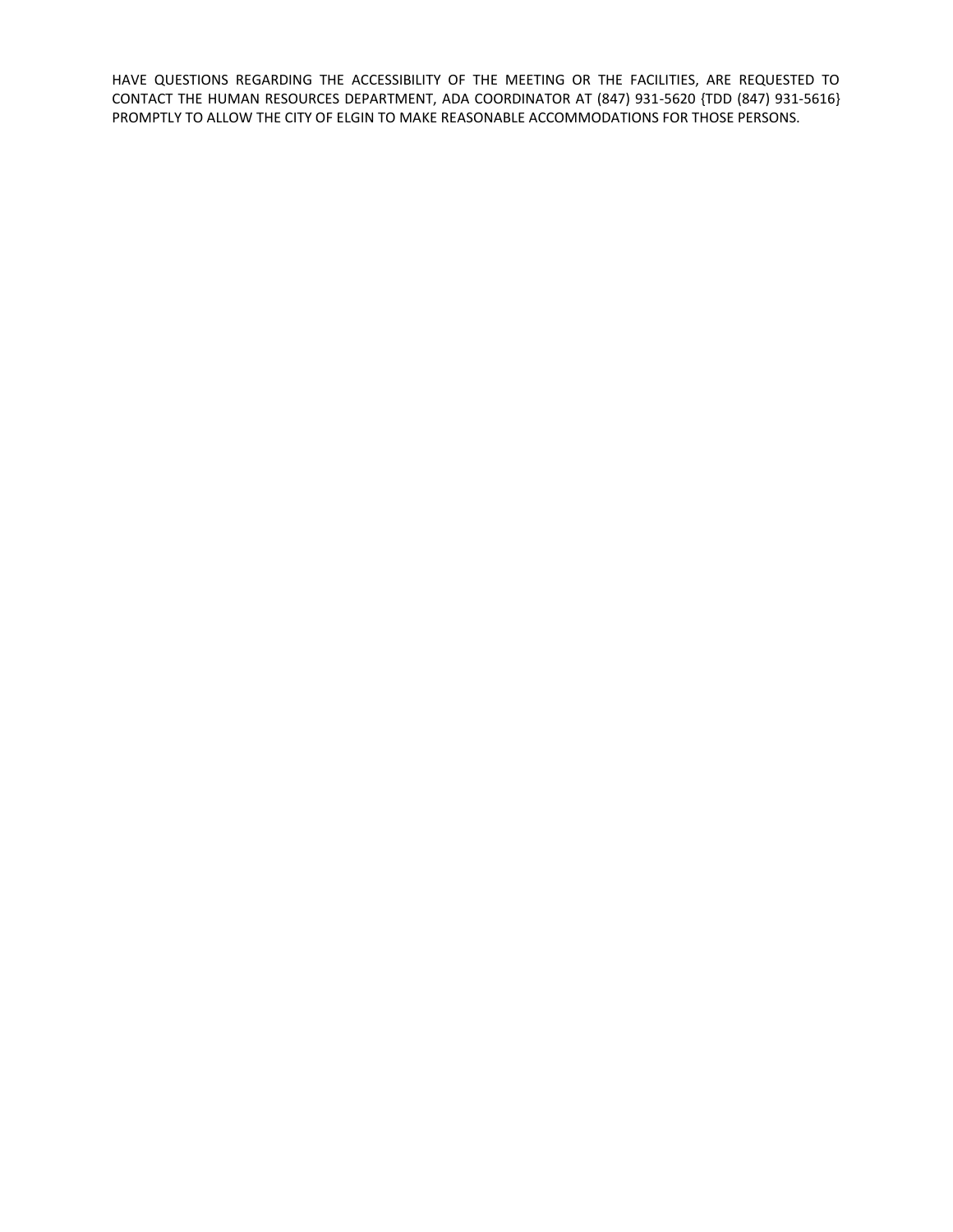HAVE QUESTIONS REGARDING THE ACCESSIBILITY OF THE MEETING OR THE FACILITIES, ARE REQUESTED TO CONTACT THE HUMAN RESOURCES DEPARTMENT, ADA COORDINATOR AT (847) 931-5620 {TDD (847) 931-5616} PROMPTLY TO ALLOW THE CITY OF ELGIN TO MAKE REASONABLE ACCOMMODATIONS FOR THOSE PERSONS.